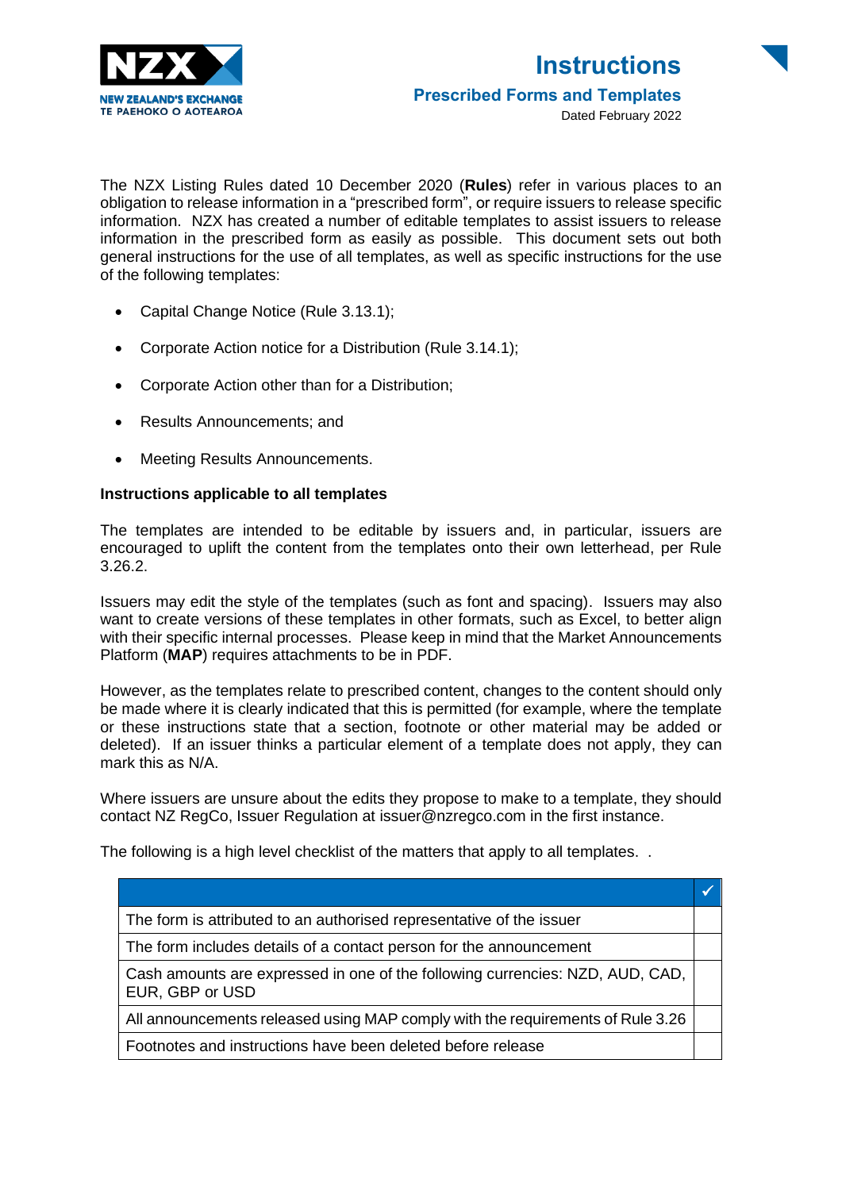NZX
NEW ZEALAND'S EXCHANGE
TE PAEHOKO O AOTEAROA

# Instructions

## Prescribed Forms and Templates

Dated February 2022

The NZX Listing Rules dated 10 December 2020 (**Rules**) refer in various places to an obligation to release information in a "prescribed form", or require issuers to release specific information. NZX has created a number of editable templates to assist issuers to release information in the prescribed form as easily as possible. This document sets out both general instructions for the use of all templates, as well as specific instructions for the use of the following templates:

- Capital Change Notice (Rule 3.13.1);
- Corporate Action notice for a Distribution (Rule 3.14.1);
- Corporate Action other than for a Distribution;
- Results Announcements; and
- Meeting Results Announcements.

**Instructions applicable to all templates**

The templates are intended to be editable by issuers and, in particular, issuers are encouraged to uplift the content from the templates onto their own letterhead, per Rule 3.26.2.

Issuers may edit the style of the templates (such as font and spacing). Issuers may also want to create versions of these templates in other formats, such as Excel, to better align with their specific internal processes. Please keep in mind that the Market Announcements Platform (**MAP**) requires attachments to be in PDF.

However, as the templates relate to prescribed content, changes to the content should only be made where it is clearly indicated that this is permitted (for example, where the template or these instructions state that a section, footnote or other material may be added or deleted). If an issuer thinks a particular element of a template does not apply, they can mark this as N/A.

Where issuers are unsure about the edits they propose to make to a template, they should contact NZ RegCo, Issuer Regulation at issuer@nzregco.com in the first instance.

The following is a high level checklist of the matters that apply to all templates. .

| | ✓ |
|---|---|
| The form is attributed to an authorised representative of the issuer | |
| The form includes details of a contact person for the announcement | |
| Cash amounts are expressed in one of the following currencies: NZD, AUD, CAD, EUR, GBP or USD | |
| All announcements released using MAP comply with the requirements of Rule 3.26 | |
| Footnotes and instructions have been deleted before release | |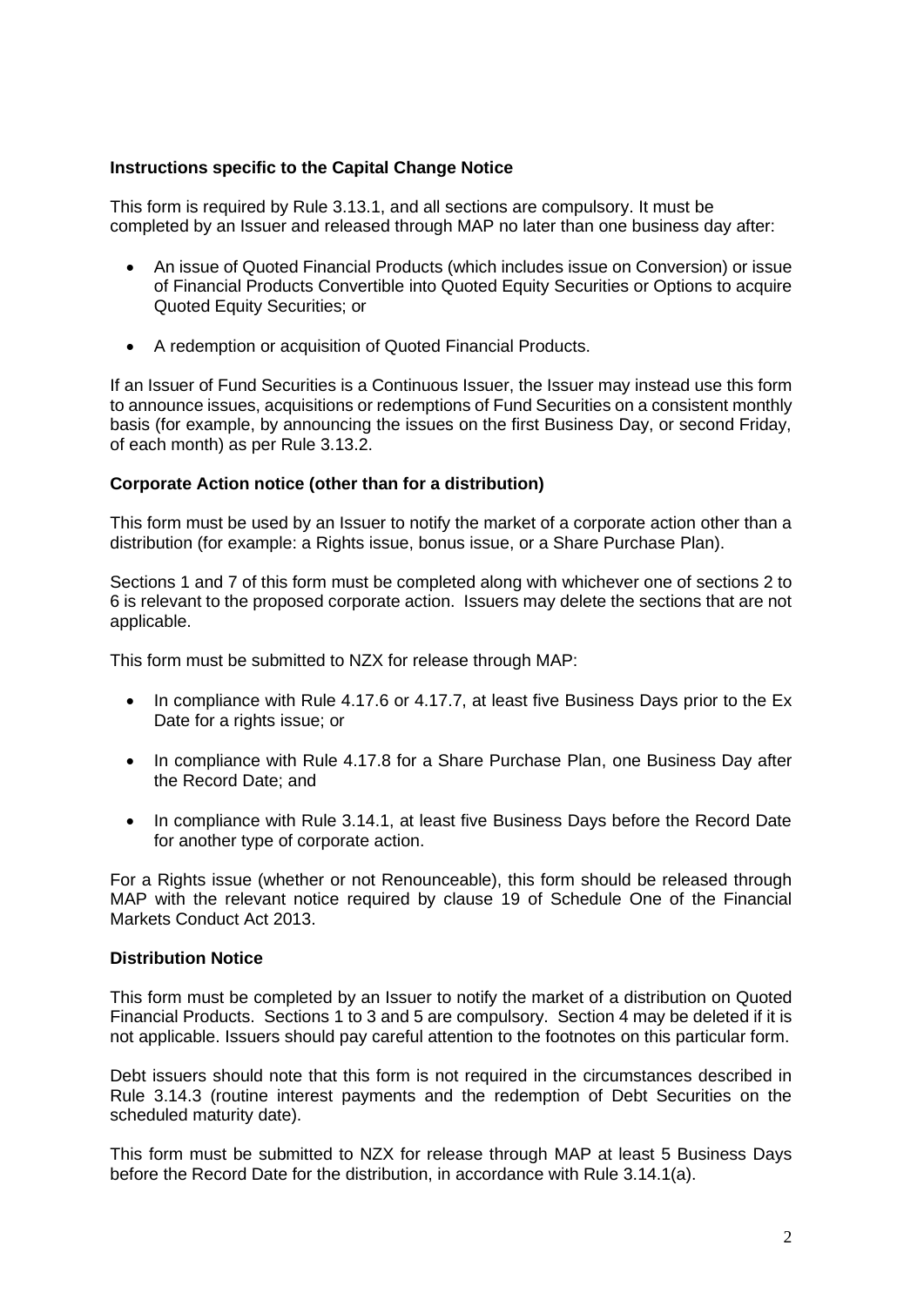**Instructions specific to the Capital Change Notice**

This form is required by Rule 3.13.1, and all sections are compulsory. It must be completed by an Issuer and released through MAP no later than one business day after:

- An issue of Quoted Financial Products (which includes issue on Conversion) or issue of Financial Products Convertible into Quoted Equity Securities or Options to acquire Quoted Equity Securities; or
- A redemption or acquisition of Quoted Financial Products.

If an Issuer of Fund Securities is a Continuous Issuer, the Issuer may instead use this form to announce issues, acquisitions or redemptions of Fund Securities on a consistent monthly basis (for example, by announcing the issues on the first Business Day, or second Friday, of each month) as per Rule 3.13.2.

**Corporate Action notice (other than for a distribution)**

This form must be used by an Issuer to notify the market of a corporate action other than a distribution (for example: a Rights issue, bonus issue, or a Share Purchase Plan).

Sections 1 and 7 of this form must be completed along with whichever one of sections 2 to 6 is relevant to the proposed corporate action. Issuers may delete the sections that are not applicable.

This form must be submitted to NZX for release through MAP:

- In compliance with Rule 4.17.6 or 4.17.7, at least five Business Days prior to the Ex Date for a rights issue; or
- In compliance with Rule 4.17.8 for a Share Purchase Plan, one Business Day after the Record Date; and
- In compliance with Rule 3.14.1, at least five Business Days before the Record Date for another type of corporate action.

For a Rights issue (whether or not Renounceable), this form should be released through MAP with the relevant notice required by clause 19 of Schedule One of the Financial Markets Conduct Act 2013.

**Distribution Notice**

This form must be completed by an Issuer to notify the market of a distribution on Quoted Financial Products. Sections 1 to 3 and 5 are compulsory. Section 4 may be deleted if it is not applicable. Issuers should pay careful attention to the footnotes on this particular form.

Debt issuers should note that this form is not required in the circumstances described in Rule 3.14.3 (routine interest payments and the redemption of Debt Securities on the scheduled maturity date).

This form must be submitted to NZX for release through MAP at least 5 Business Days before the Record Date for the distribution, in accordance with Rule 3.14.1(a).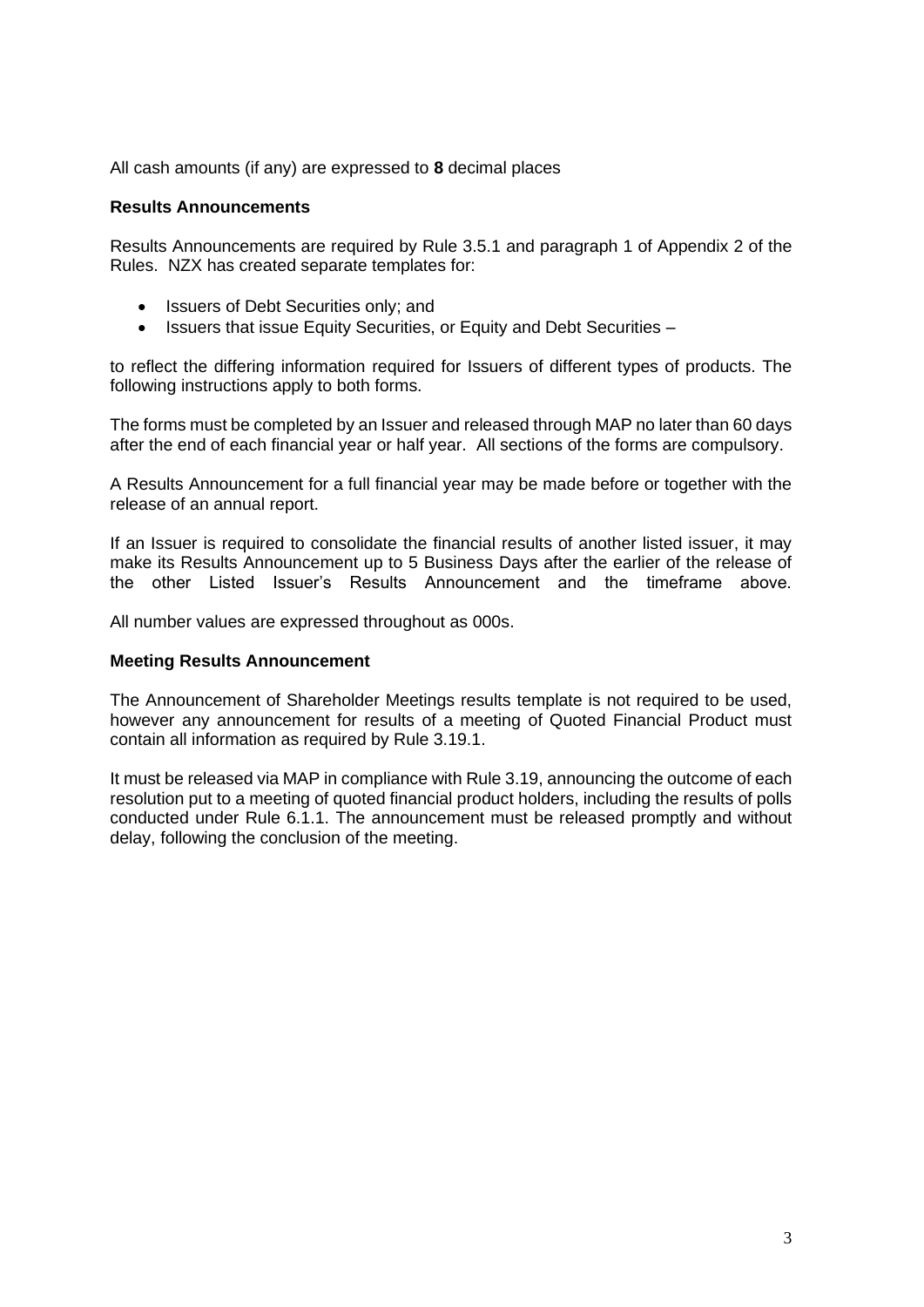All cash amounts (if any) are expressed to **8** decimal places

**Results Announcements**

Results Announcements are required by Rule 3.5.1 and paragraph 1 of Appendix 2 of the Rules. NZX has created separate templates for:

- Issuers of Debt Securities only; and
- Issuers that issue Equity Securities, or Equity and Debt Securities –

to reflect the differing information required for Issuers of different types of products. The following instructions apply to both forms.

The forms must be completed by an Issuer and released through MAP no later than 60 days after the end of each financial year or half year. All sections of the forms are compulsory.

A Results Announcement for a full financial year may be made before or together with the release of an annual report.

If an Issuer is required to consolidate the financial results of another listed issuer, it may make its Results Announcement up to 5 Business Days after the earlier of the release of the other Listed Issuer's Results Announcement and the timeframe above.

All number values are expressed throughout as 000s.

**Meeting Results Announcement**

The Announcement of Shareholder Meetings results template is not required to be used, however any announcement for results of a meeting of Quoted Financial Product must contain all information as required by Rule 3.19.1.

It must be released via MAP in compliance with Rule 3.19, announcing the outcome of each resolution put to a meeting of quoted financial product holders, including the results of polls conducted under Rule 6.1.1. The announcement must be released promptly and without delay, following the conclusion of the meeting.